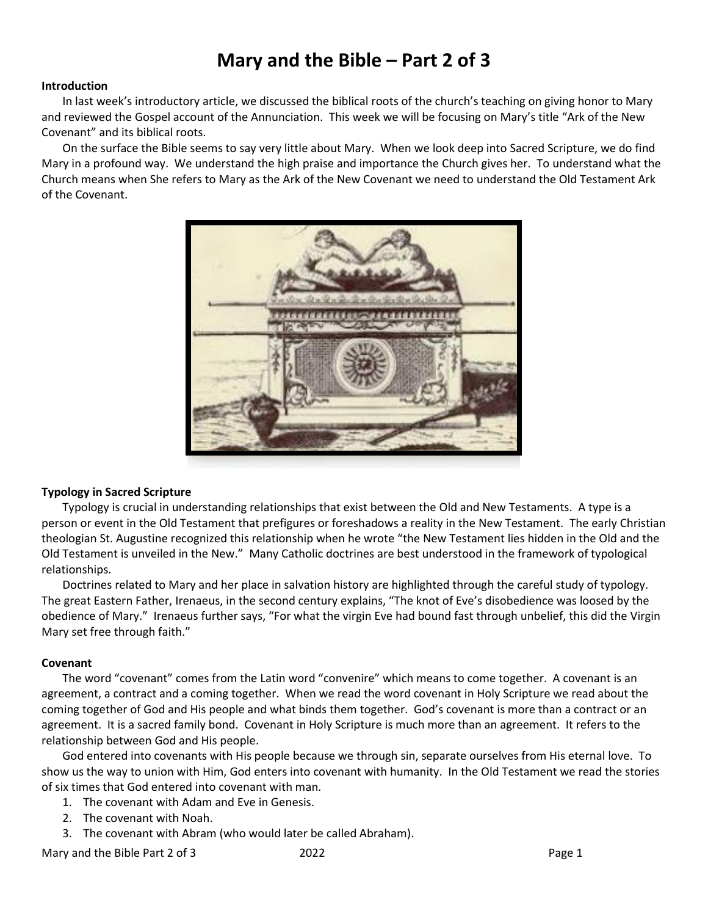# Mary and the Bible – Part 2 of 3

**Introduction**

In last week's introductory article, we discussed the biblical roots of the church's teaching on giving honor to Mary and reviewed the Gospel account of the Annunciation. This week we will be focusing on Mary's title "Ark of the New Covenant" and its biblical roots.

On the surface the Bible seems to say very little about Mary. When we look deep into Sacred Scripture, we do find Mary in a profound way. We understand the high praise and importance the Church gives her. To understand what the Church means when She refers to Mary as the Ark of the New Covenant we need to understand the Old Testament Ark of the Covenant.

**Typology in Sacred Scripture**

Typology is crucial in understanding relationships that exist between the Old and New Testaments. A type is a person or event in the Old Testament that prefigures or foreshadows a reality in the New Testament. The early Christian theologian St. Augustine recognized this relationship when he wrote "the New Testament lies hidden in the Old and the Old Testament is unveiled in the New." Many Catholic doctrines are best understood in the framework of typological relationships.

Doctrines related to Mary and her place in salvation history are highlighted through the careful study of typology. The great Eastern Father, Irenaeus, in the second century explains, "The knot of Eve's disobedience was loosed by the obedience of Mary." Irenaeus further says, "For what the virgin Eve had bound fast through unbelief, this did the Virgin Mary set free through faith."

**Covenant**

The word "covenant" comes from the Latin word "convenire" which means to come together. A covenant is an agreement, a contract and a coming together. When we read the word covenant in Holy Scripture we read about the coming together of God and His people and what binds them together. God's covenant is more than a contract or an agreement. It is a sacred family bond. Covenant in Holy Scripture is much more than an agreement. It refers to the relationship between God and His people.

God entered into covenants with His people because we through sin, separate ourselves from His eternal love. To show us the way to union with Him, God enters into covenant with humanity. In the Old Testament we read the stories of six times that God entered into covenant with man.

1. The covenant with Adam and Eve in Genesis.
2. The covenant with Noah.
3. The covenant with Abram (who would later be called Abraham).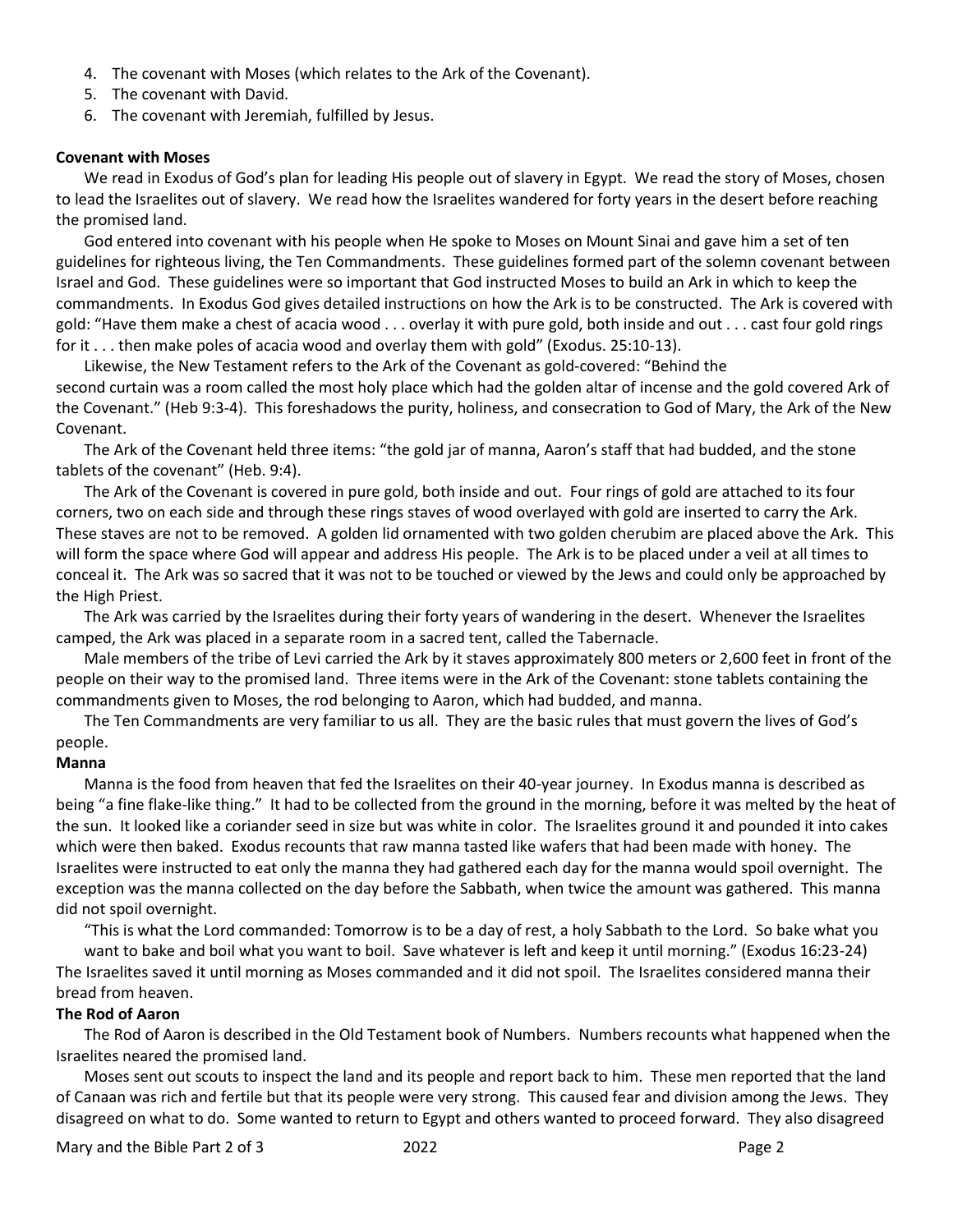4. The covenant with Moses (which relates to the Ark of the Covenant).
5. The covenant with David.
6. The covenant with Jeremiah, fulfilled by Jesus.

**Covenant with Moses**

We read in Exodus of God's plan for leading His people out of slavery in Egypt. We read the story of Moses, chosen to lead the Israelites out of slavery. We read how the Israelites wandered for forty years in the desert before reaching the promised land.

God entered into covenant with his people when He spoke to Moses on Mount Sinai and gave him a set of ten guidelines for righteous living, the Ten Commandments. These guidelines formed part of the solemn covenant between Israel and God. These guidelines were so important that God instructed Moses to build an Ark in which to keep the commandments. In Exodus God gives detailed instructions on how the Ark is to be constructed. The Ark is covered with gold: "Have them make a chest of acacia wood . . . overlay it with pure gold, both inside and out . . . cast four gold rings for it . . . then make poles of acacia wood and overlay them with gold" (Exodus. 25:10-13).

Likewise, the New Testament refers to the Ark of the Covenant as gold-covered: "Behind the second curtain was a room called the most holy place which had the golden altar of incense and the gold covered Ark of the Covenant." (Heb 9:3-4). This foreshadows the purity, holiness, and consecration to God of Mary, the Ark of the New Covenant.

The Ark of the Covenant held three items: "the gold jar of manna, Aaron's staff that had budded, and the stone tablets of the covenant" (Heb. 9:4).

The Ark of the Covenant is covered in pure gold, both inside and out. Four rings of gold are attached to its four corners, two on each side and through these rings staves of wood overlayed with gold are inserted to carry the Ark. These staves are not to be removed. A golden lid ornamented with two golden cherubim are placed above the Ark. This will form the space where God will appear and address His people. The Ark is to be placed under a veil at all times to conceal it. The Ark was so sacred that it was not to be touched or viewed by the Jews and could only be approached by the High Priest.

The Ark was carried by the Israelites during their forty years of wandering in the desert. Whenever the Israelites camped, the Ark was placed in a separate room in a sacred tent, called the Tabernacle.

Male members of the tribe of Levi carried the Ark by it staves approximately 800 meters or 2,600 feet in front of the people on their way to the promised land. Three items were in the Ark of the Covenant: stone tablets containing the commandments given to Moses, the rod belonging to Aaron, which had budded, and manna.

The Ten Commandments are very familiar to us all. They are the basic rules that must govern the lives of God's people.

**Manna**

Manna is the food from heaven that fed the Israelites on their 40-year journey. In Exodus manna is described as being "a fine flake-like thing." It had to be collected from the ground in the morning, before it was melted by the heat of the sun. It looked like a coriander seed in size but was white in color. The Israelites ground it and pounded it into cakes which were then baked. Exodus recounts that raw manna tasted like wafers that had been made with honey. The Israelites were instructed to eat only the manna they had gathered each day for the manna would spoil overnight. The exception was the manna collected on the day before the Sabbath, when twice the amount was gathered. This manna did not spoil overnight.

"This is what the Lord commanded: Tomorrow is to be a day of rest, a holy Sabbath to the Lord. So bake what you want to bake and boil what you want to boil. Save whatever is left and keep it until morning." (Exodus 16:23-24) The Israelites saved it until morning as Moses commanded and it did not spoil. The Israelites considered manna their bread from heaven.

**The Rod of Aaron**

The Rod of Aaron is described in the Old Testament book of Numbers. Numbers recounts what happened when the Israelites neared the promised land.

Moses sent out scouts to inspect the land and its people and report back to him. These men reported that the land of Canaan was rich and fertile but that its people were very strong. This caused fear and division among the Jews. They disagreed on what to do. Some wanted to return to Egypt and others wanted to proceed forward. They also disagreed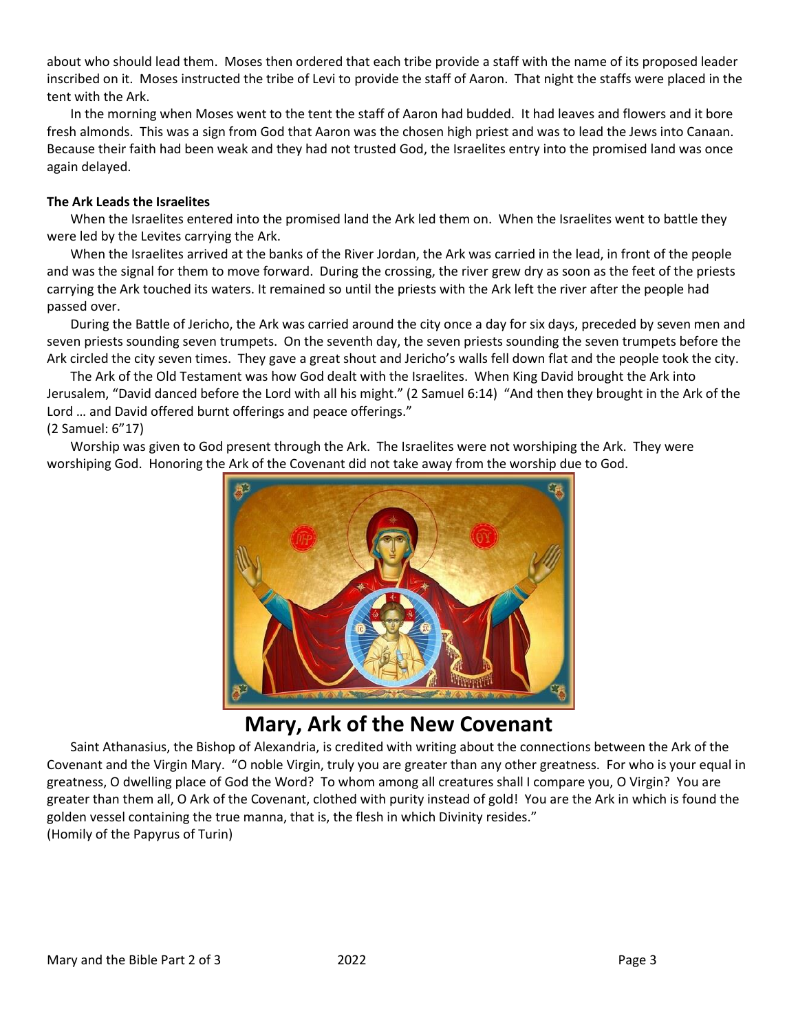about who should lead them. Moses then ordered that each tribe provide a staff with the name of its proposed leader inscribed on it. Moses instructed the tribe of Levi to provide the staff of Aaron. That night the staffs were placed in the tent with the Ark.

In the morning when Moses went to the tent the staff of Aaron had budded. It had leaves and flowers and it bore fresh almonds. This was a sign from God that Aaron was the chosen high priest and was to lead the Jews into Canaan. Because their faith had been weak and they had not trusted God, the Israelites entry into the promised land was once again delayed.

**The Ark Leads the Israelites**

When the Israelites entered into the promised land the Ark led them on. When the Israelites went to battle they were led by the Levites carrying the Ark.

When the Israelites arrived at the banks of the River Jordan, the Ark was carried in the lead, in front of the people and was the signal for them to move forward. During the crossing, the river grew dry as soon as the feet of the priests carrying the Ark touched its waters. It remained so until the priests with the Ark left the river after the people had passed over.

During the Battle of Jericho, the Ark was carried around the city once a day for six days, preceded by seven men and seven priests sounding seven trumpets. On the seventh day, the seven priests sounding the seven trumpets before the Ark circled the city seven times. They gave a great shout and Jericho's walls fell down flat and the people took the city.

The Ark of the Old Testament was how God dealt with the Israelites. When King David brought the Ark into Jerusalem, "David danced before the Lord with all his might." (2 Samuel 6:14) "And then they brought in the Ark of the Lord … and David offered burnt offerings and peace offerings."
(2 Samuel: 6"17)

Worship was given to God present through the Ark. The Israelites were not worshiping the Ark. They were worshiping God. Honoring the Ark of the Covenant did not take away from the worship due to God.

# Mary, Ark of the New Covenant

Saint Athanasius, the Bishop of Alexandria, is credited with writing about the connections between the Ark of the Covenant and the Virgin Mary. "O noble Virgin, truly you are greater than any other greatness. For who is your equal in greatness, O dwelling place of God the Word? To whom among all creatures shall I compare you, O Virgin? You are greater than them all, O Ark of the Covenant, clothed with purity instead of gold! You are the Ark in which is found the golden vessel containing the true manna, that is, the flesh in which Divinity resides."
(Homily of the Papyrus of Turin)